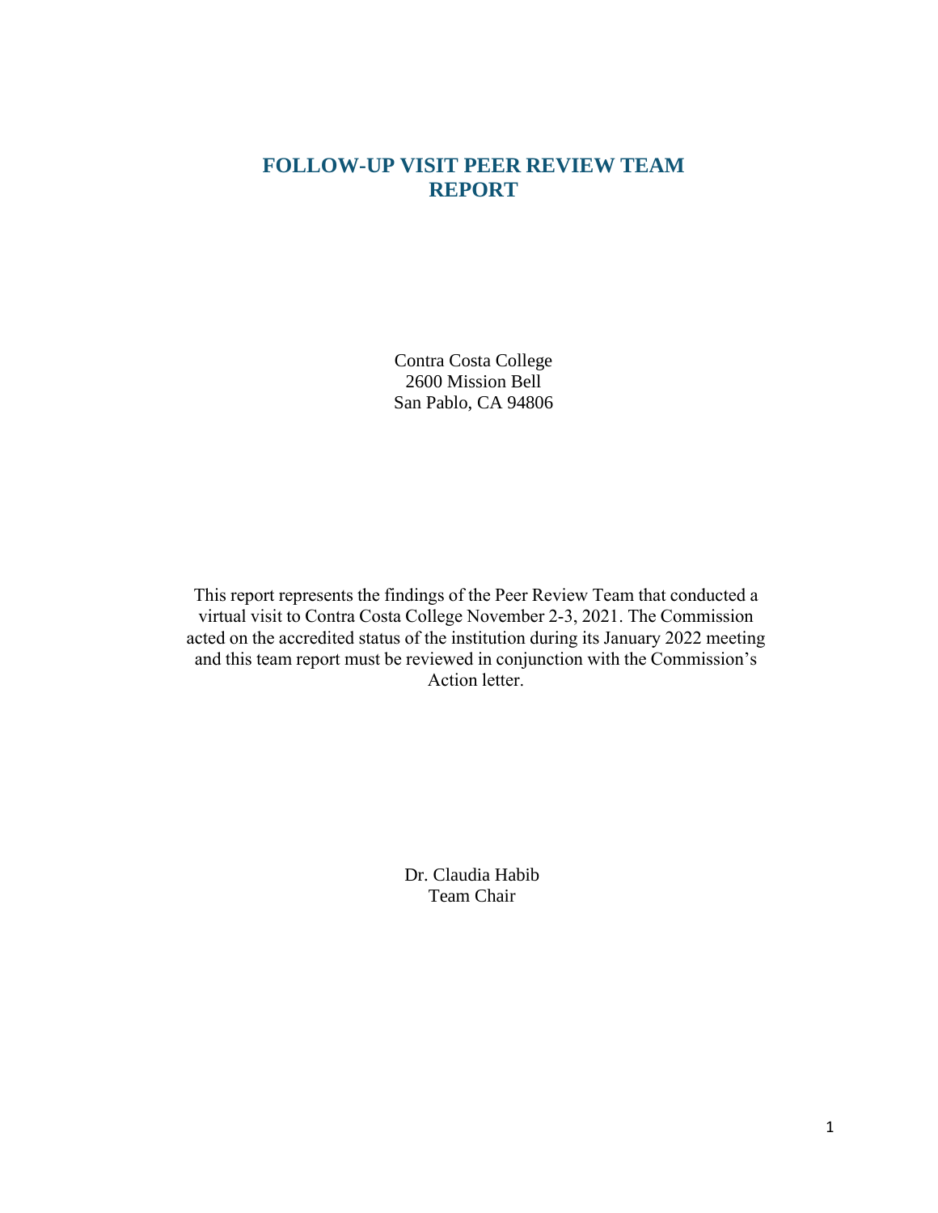# FOLLOW-UP VISIT PEER REVIEW TEAM REPORT

Contra Costa College
2600 Mission Bell
San Pablo, CA 94806

This report represents the findings of the Peer Review Team that conducted a virtual visit to Contra Costa College November 2-3, 2021. The Commission acted on the accredited status of the institution during its January 2022 meeting and this team report must be reviewed in conjunction with the Commission's Action letter.

Dr. Claudia Habib
Team Chair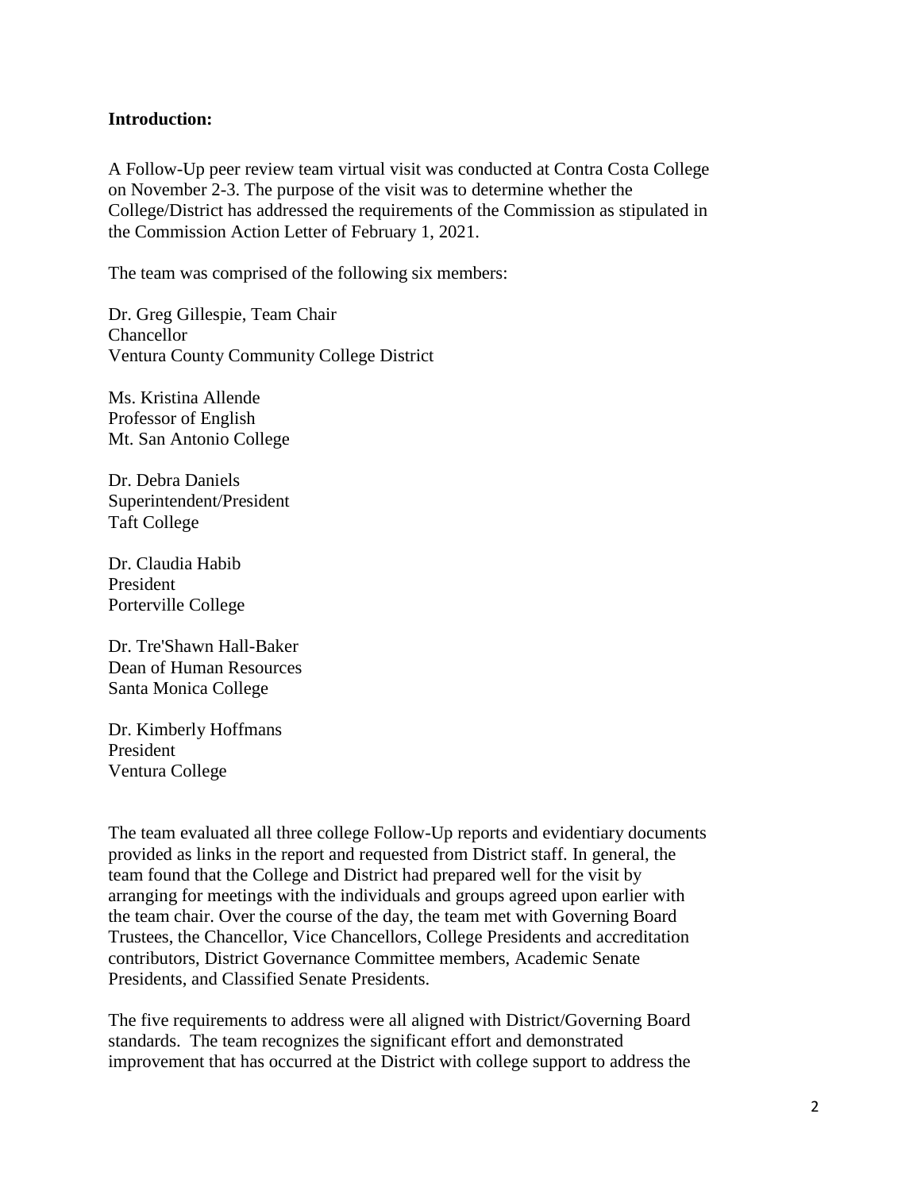**Introduction:**

A Follow-Up peer review team virtual visit was conducted at Contra Costa College on November 2-3. The purpose of the visit was to determine whether the College/District has addressed the requirements of the Commission as stipulated in the Commission Action Letter of February 1, 2021.

The team was comprised of the following six members:

Dr. Greg Gillespie, Team Chair
Chancellor
Ventura County Community College District

Ms. Kristina Allende
Professor of English
Mt. San Antonio College

Dr. Debra Daniels
Superintendent/President
Taft College

Dr. Claudia Habib
President
Porterville College

Dr. Tre'Shawn Hall-Baker
Dean of Human Resources
Santa Monica College

Dr. Kimberly Hoffmans
President
Ventura College

The team evaluated all three college Follow-Up reports and evidentiary documents provided as links in the report and requested from District staff. In general, the team found that the College and District had prepared well for the visit by arranging for meetings with the individuals and groups agreed upon earlier with the team chair. Over the course of the day, the team met with Governing Board Trustees, the Chancellor, Vice Chancellors, College Presidents and accreditation contributors, District Governance Committee members, Academic Senate Presidents, and Classified Senate Presidents.

The five requirements to address were all aligned with District/Governing Board standards. The team recognizes the significant effort and demonstrated improvement that has occurred at the District with college support to address the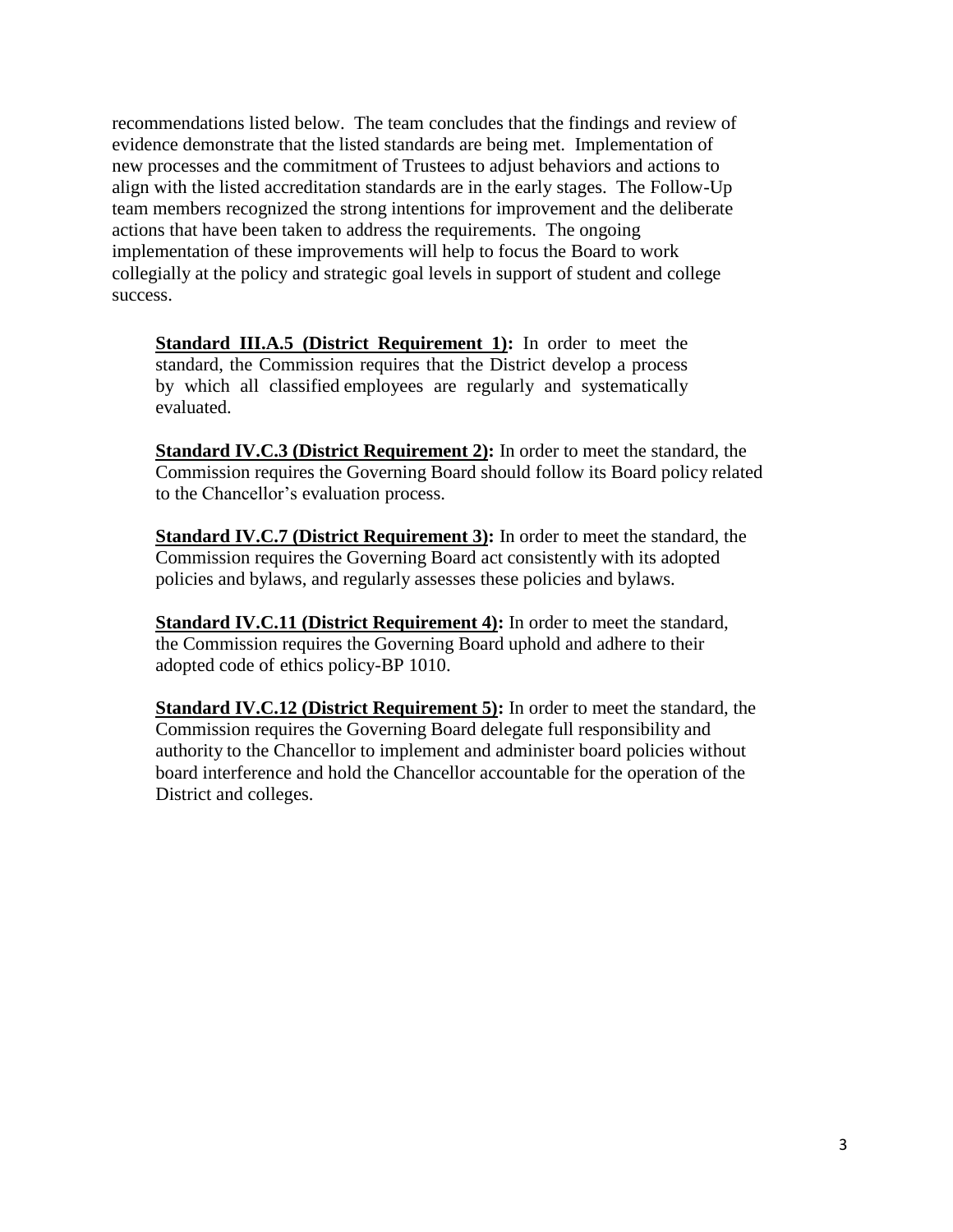recommendations listed below. The team concludes that the findings and review of evidence demonstrate that the listed standards are being met. Implementation of new processes and the commitment of Trustees to adjust behaviors and actions to align with the listed accreditation standards are in the early stages. The Follow-Up team members recognized the strong intentions for improvement and the deliberate actions that have been taken to address the requirements. The ongoing implementation of these improvements will help to focus the Board to work collegially at the policy and strategic goal levels in support of student and college success.

**Standard III.A.5 (District Requirement 1):** In order to meet the standard, the Commission requires that the District develop a process by which all classified employees are regularly and systematically evaluated.

**Standard IV.C.3 (District Requirement 2):** In order to meet the standard, the Commission requires the Governing Board should follow its Board policy related to the Chancellor's evaluation process.

**Standard IV.C.7 (District Requirement 3):** In order to meet the standard, the Commission requires the Governing Board act consistently with its adopted policies and bylaws, and regularly assesses these policies and bylaws.

**Standard IV.C.11 (District Requirement 4):** In order to meet the standard, the Commission requires the Governing Board uphold and adhere to their adopted code of ethics policy-BP 1010.

**Standard IV.C.12 (District Requirement 5):** In order to meet the standard, the Commission requires the Governing Board delegate full responsibility and authority to the Chancellor to implement and administer board policies without board interference and hold the Chancellor accountable for the operation of the District and colleges.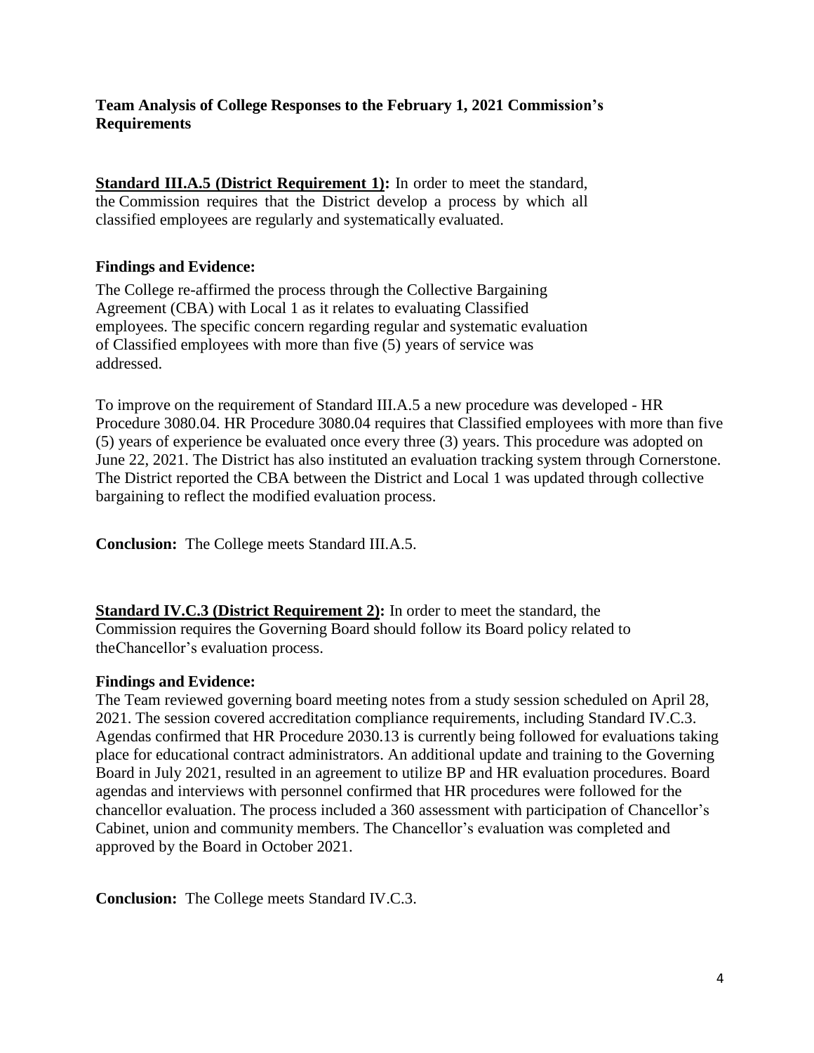**Team Analysis of College Responses to the February 1, 2021 Commission's Requirements**

**Standard III.A.5 (District Requirement 1):** In order to meet the standard, the Commission requires that the District develop a process by which all classified employees are regularly and systematically evaluated.

**Findings and Evidence:**

The College re-affirmed the process through the Collective Bargaining Agreement (CBA) with Local 1 as it relates to evaluating Classified employees. The specific concern regarding regular and systematic evaluation of Classified employees with more than five (5) years of service was addressed.

To improve on the requirement of Standard III.A.5 a new procedure was developed - HR Procedure 3080.04. HR Procedure 3080.04 requires that Classified employees with more than five (5) years of experience be evaluated once every three (3) years. This procedure was adopted on June 22, 2021. The District has also instituted an evaluation tracking system through Cornerstone. The District reported the CBA between the District and Local 1 was updated through collective bargaining to reflect the modified evaluation process.

**Conclusion:** The College meets Standard III.A.5.

**Standard IV.C.3 (District Requirement 2):** In order to meet the standard, the Commission requires the Governing Board should follow its Board policy related to theChancellor's evaluation process.

**Findings and Evidence:**

The Team reviewed governing board meeting notes from a study session scheduled on April 28, 2021. The session covered accreditation compliance requirements, including Standard IV.C.3. Agendas confirmed that HR Procedure 2030.13 is currently being followed for evaluations taking place for educational contract administrators. An additional update and training to the Governing Board in July 2021, resulted in an agreement to utilize BP and HR evaluation procedures. Board agendas and interviews with personnel confirmed that HR procedures were followed for the chancellor evaluation. The process included a 360 assessment with participation of Chancellor's Cabinet, union and community members. The Chancellor's evaluation was completed and approved by the Board in October 2021.

**Conclusion:** The College meets Standard IV.C.3.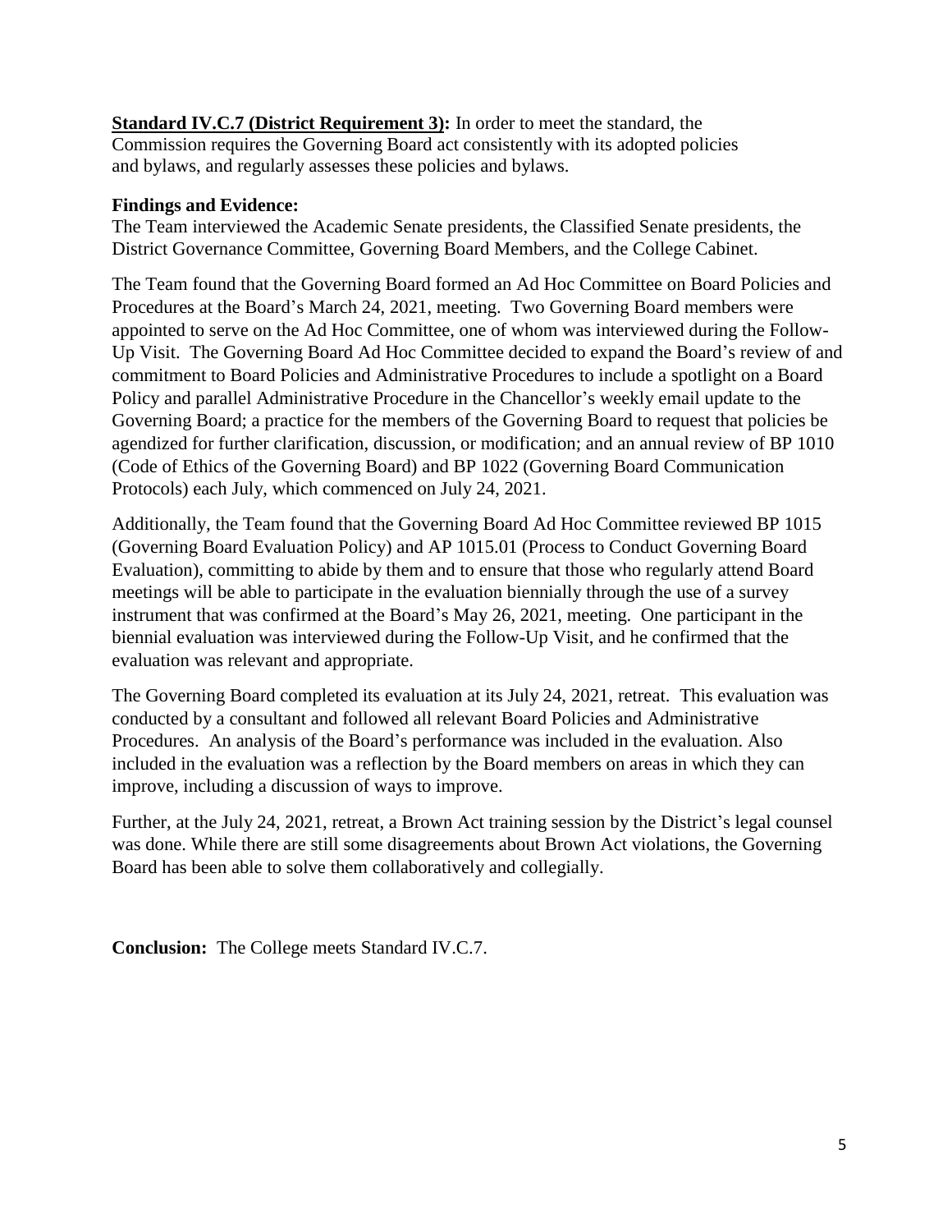**<u>Standard IV.C.7 (District Requirement 3)</u>:** In order to meet the standard, the Commission requires the Governing Board act consistently with its adopted policies and bylaws, and regularly assesses these policies and bylaws.

**Findings and Evidence:**

The Team interviewed the Academic Senate presidents, the Classified Senate presidents, the District Governance Committee, Governing Board Members, and the College Cabinet.

The Team found that the Governing Board formed an Ad Hoc Committee on Board Policies and Procedures at the Board's March 24, 2021, meeting. Two Governing Board members were appointed to serve on the Ad Hoc Committee, one of whom was interviewed during the Follow-Up Visit. The Governing Board Ad Hoc Committee decided to expand the Board's review of and commitment to Board Policies and Administrative Procedures to include a spotlight on a Board Policy and parallel Administrative Procedure in the Chancellor's weekly email update to the Governing Board; a practice for the members of the Governing Board to request that policies be agendized for further clarification, discussion, or modification; and an annual review of BP 1010 (Code of Ethics of the Governing Board) and BP 1022 (Governing Board Communication Protocols) each July, which commenced on July 24, 2021.

Additionally, the Team found that the Governing Board Ad Hoc Committee reviewed BP 1015 (Governing Board Evaluation Policy) and AP 1015.01 (Process to Conduct Governing Board Evaluation), committing to abide by them and to ensure that those who regularly attend Board meetings will be able to participate in the evaluation biennially through the use of a survey instrument that was confirmed at the Board's May 26, 2021, meeting. One participant in the biennial evaluation was interviewed during the Follow-Up Visit, and he confirmed that the evaluation was relevant and appropriate.

The Governing Board completed its evaluation at its July 24, 2021, retreat. This evaluation was conducted by a consultant and followed all relevant Board Policies and Administrative Procedures. An analysis of the Board's performance was included in the evaluation. Also included in the evaluation was a reflection by the Board members on areas in which they can improve, including a discussion of ways to improve.

Further, at the July 24, 2021, retreat, a Brown Act training session by the District's legal counsel was done. While there are still some disagreements about Brown Act violations, the Governing Board has been able to solve them collaboratively and collegially.

**Conclusion:** The College meets Standard IV.C.7.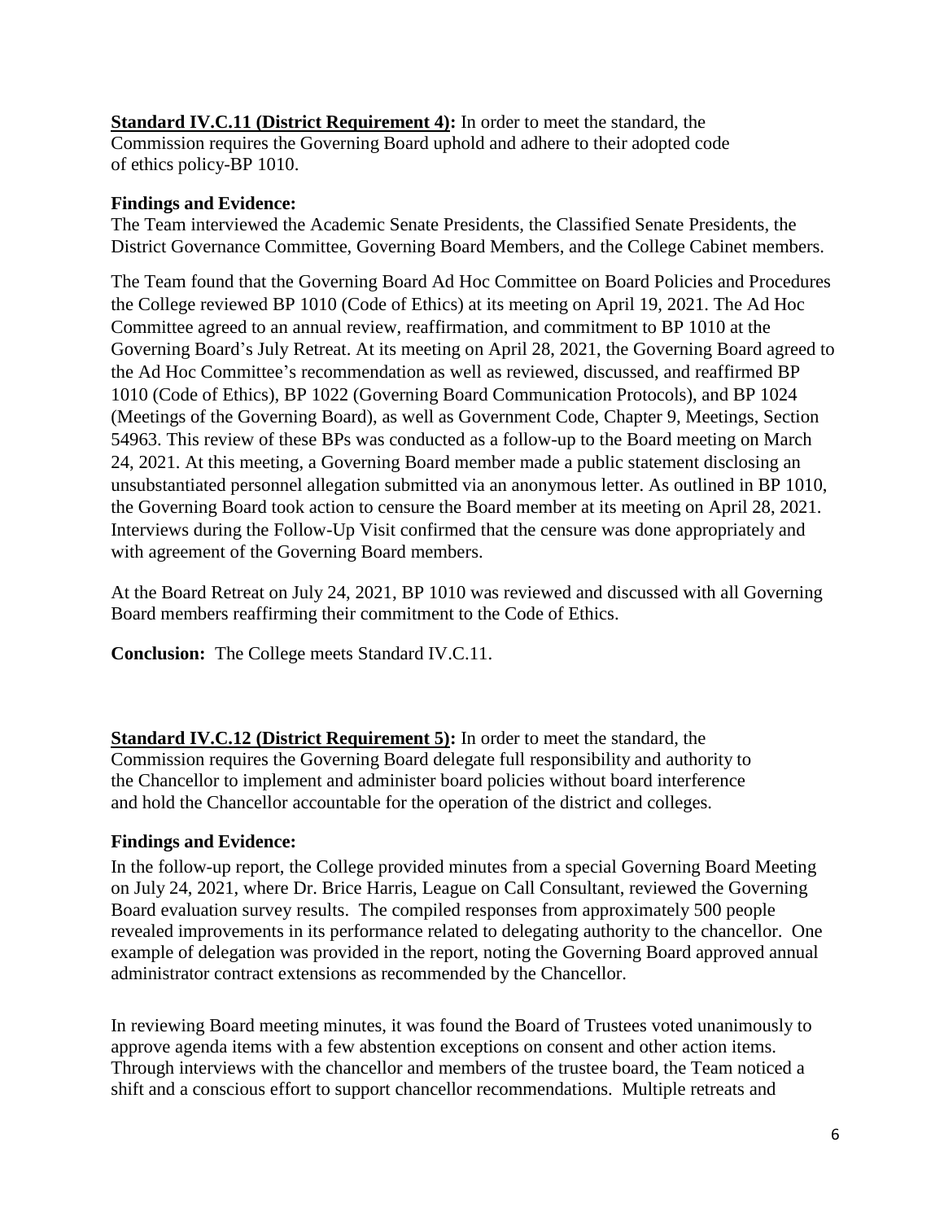**Standard IV.C.11 (District Requirement 4):** In order to meet the standard, the Commission requires the Governing Board uphold and adhere to their adopted code of ethics policy-BP 1010.

**Findings and Evidence:**

The Team interviewed the Academic Senate Presidents, the Classified Senate Presidents, the District Governance Committee, Governing Board Members, and the College Cabinet members.

The Team found that the Governing Board Ad Hoc Committee on Board Policies and Procedures the College reviewed BP 1010 (Code of Ethics) at its meeting on April 19, 2021. The Ad Hoc Committee agreed to an annual review, reaffirmation, and commitment to BP 1010 at the Governing Board's July Retreat. At its meeting on April 28, 2021, the Governing Board agreed to the Ad Hoc Committee's recommendation as well as reviewed, discussed, and reaffirmed BP 1010 (Code of Ethics), BP 1022 (Governing Board Communication Protocols), and BP 1024 (Meetings of the Governing Board), as well as Government Code, Chapter 9, Meetings, Section 54963. This review of these BPs was conducted as a follow-up to the Board meeting on March 24, 2021. At this meeting, a Governing Board member made a public statement disclosing an unsubstantiated personnel allegation submitted via an anonymous letter. As outlined in BP 1010, the Governing Board took action to censure the Board member at its meeting on April 28, 2021. Interviews during the Follow-Up Visit confirmed that the censure was done appropriately and with agreement of the Governing Board members.

At the Board Retreat on July 24, 2021, BP 1010 was reviewed and discussed with all Governing Board members reaffirming their commitment to the Code of Ethics.

**Conclusion:** The College meets Standard IV.C.11.

**Standard IV.C.12 (District Requirement 5):** In order to meet the standard, the Commission requires the Governing Board delegate full responsibility and authority to the Chancellor to implement and administer board policies without board interference and hold the Chancellor accountable for the operation of the district and colleges.

**Findings and Evidence:**

In the follow-up report, the College provided minutes from a special Governing Board Meeting on July 24, 2021, where Dr. Brice Harris, League on Call Consultant, reviewed the Governing Board evaluation survey results. The compiled responses from approximately 500 people revealed improvements in its performance related to delegating authority to the chancellor. One example of delegation was provided in the report, noting the Governing Board approved annual administrator contract extensions as recommended by the Chancellor.

In reviewing Board meeting minutes, it was found the Board of Trustees voted unanimously to approve agenda items with a few abstention exceptions on consent and other action items. Through interviews with the chancellor and members of the trustee board, the Team noticed a shift and a conscious effort to support chancellor recommendations. Multiple retreats and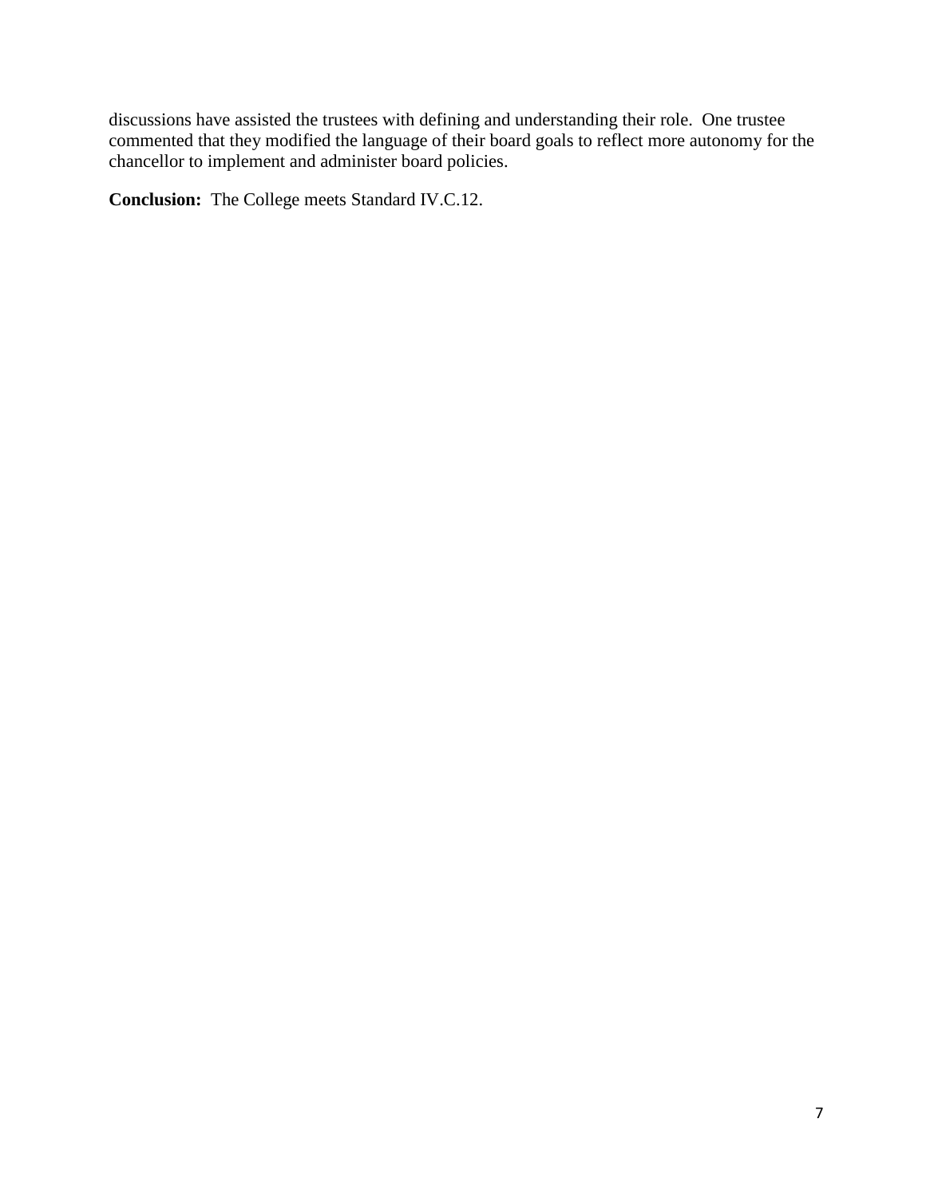discussions have assisted the trustees with defining and understanding their role. One trustee commented that they modified the language of their board goals to reflect more autonomy for the chancellor to implement and administer board policies.

**Conclusion:** The College meets Standard IV.C.12.